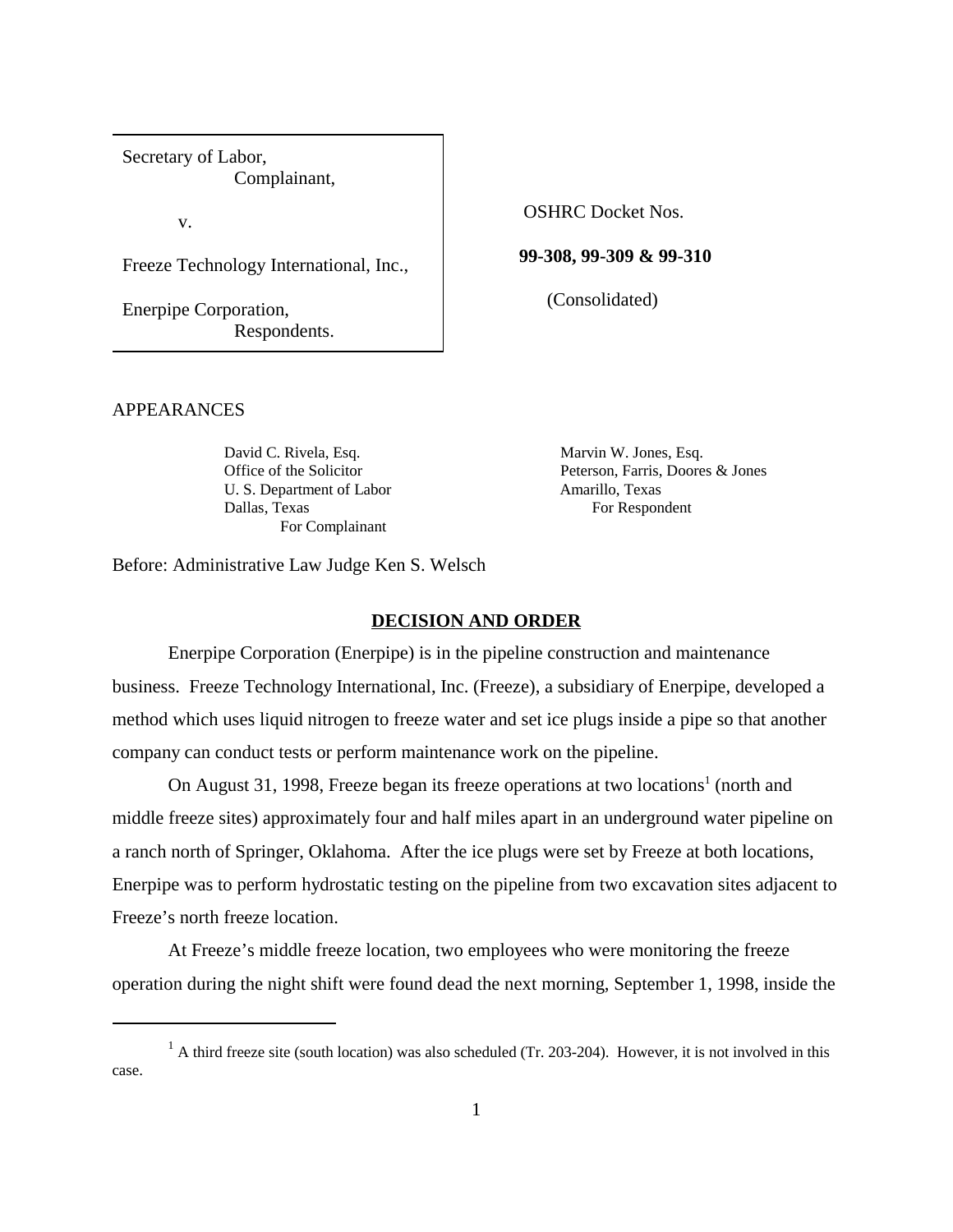Secretary of Labor,
Complainant,

v.

Freeze Technology International, Inc.,

Enerpipe Corporation,
Respondents.

OSHRC Docket Nos.

**99-308, 99-309 & 99-310**

(Consolidated)

APPEARANCES

David C. Rivela, Esq.
Office of the Solicitor
U. S. Department of Labor
Dallas, Texas
For Complainant

Marvin W. Jones, Esq.
Peterson, Farris, Doores & Jones
Amarillo, Texas
For Respondent

Before: Administrative Law Judge Ken S. Welsch

## DECISION AND ORDER

Enerpipe Corporation (Enerpipe) is in the pipeline construction and maintenance business. Freeze Technology International, Inc. (Freeze), a subsidiary of Enerpipe, developed a method which uses liquid nitrogen to freeze water and set ice plugs inside a pipe so that another company can conduct tests or perform maintenance work on the pipeline.

On August 31, 1998, Freeze began its freeze operations at two locations[1] (north and middle freeze sites) approximately four and half miles apart in an underground water pipeline on a ranch north of Springer, Oklahoma. After the ice plugs were set by Freeze at both locations, Enerpipe was to perform hydrostatic testing on the pipeline from two excavation sites adjacent to Freeze's north freeze location.

At Freeze's middle freeze location, two employees who were monitoring the freeze operation during the night shift were found dead the next morning, September 1, 1998, inside the

[1] A third freeze site (south location) was also scheduled (Tr. 203-204). However, it is not involved in this case.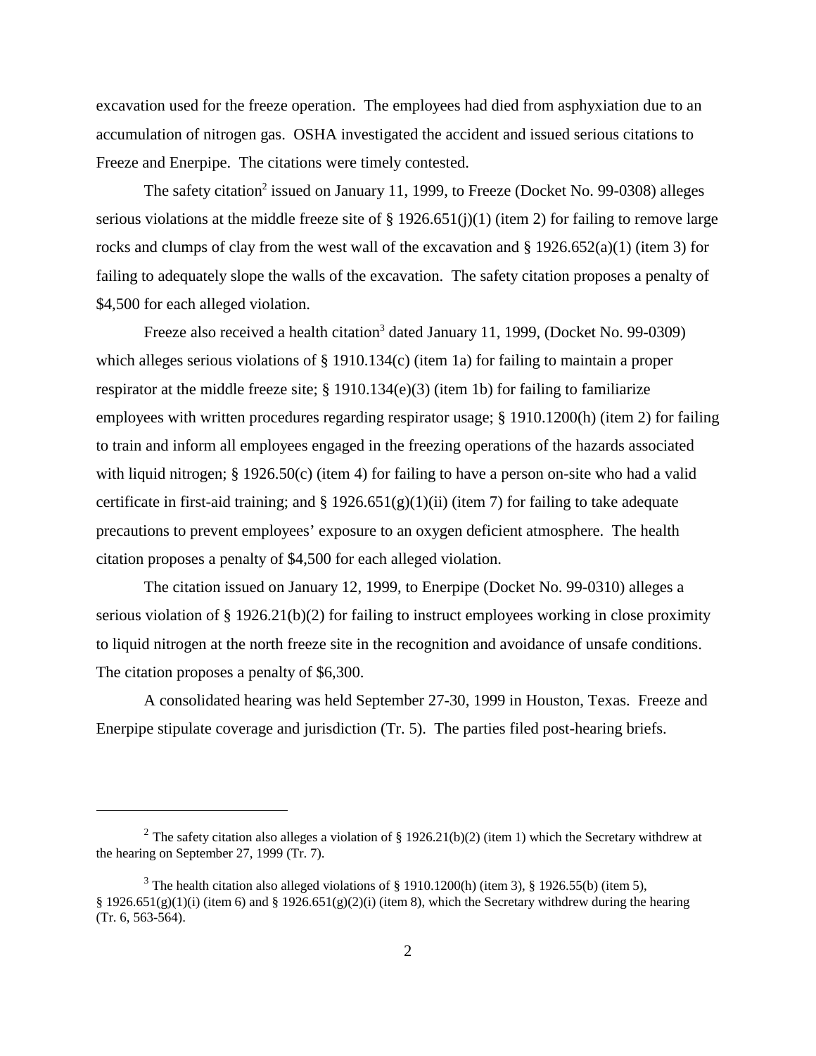excavation used for the freeze operation. The employees had died from asphyxiation due to an accumulation of nitrogen gas. OSHA investigated the accident and issued serious citations to Freeze and Enerpipe. The citations were timely contested.

The safety citation[2] issued on January 11, 1999, to Freeze (Docket No. 99-0308) alleges serious violations at the middle freeze site of § 1926.651(j)(1) (item 2) for failing to remove large rocks and clumps of clay from the west wall of the excavation and § 1926.652(a)(1) (item 3) for failing to adequately slope the walls of the excavation. The safety citation proposes a penalty of $4,500 for each alleged violation.

Freeze also received a health citation[3] dated January 11, 1999, (Docket No. 99-0309) which alleges serious violations of § 1910.134(c) (item 1a) for failing to maintain a proper respirator at the middle freeze site; § 1910.134(e)(3) (item 1b) for failing to familiarize employees with written procedures regarding respirator usage; § 1910.1200(h) (item 2) for failing to train and inform all employees engaged in the freezing operations of the hazards associated with liquid nitrogen; § 1926.50(c) (item 4) for failing to have a person on-site who had a valid certificate in first-aid training; and § 1926.651(g)(1)(ii) (item 7) for failing to take adequate precautions to prevent employees' exposure to an oxygen deficient atmosphere. The health citation proposes a penalty of $4,500 for each alleged violation.

The citation issued on January 12, 1999, to Enerpipe (Docket No. 99-0310) alleges a serious violation of § 1926.21(b)(2) for failing to instruct employees working in close proximity to liquid nitrogen at the north freeze site in the recognition and avoidance of unsafe conditions. The citation proposes a penalty of $6,300.

A consolidated hearing was held September 27-30, 1999 in Houston, Texas. Freeze and Enerpipe stipulate coverage and jurisdiction (Tr. 5). The parties filed post-hearing briefs.

---

[2] The safety citation also alleges a violation of § 1926.21(b)(2) (item 1) which the Secretary withdrew at the hearing on September 27, 1999 (Tr. 7).

[3] The health citation also alleged violations of § 1910.1200(h) (item 3), § 1926.55(b) (item 5), § 1926.651(g)(1)(i) (item 6) and § 1926.651(g)(2)(i) (item 8), which the Secretary withdrew during the hearing (Tr. 6, 563-564).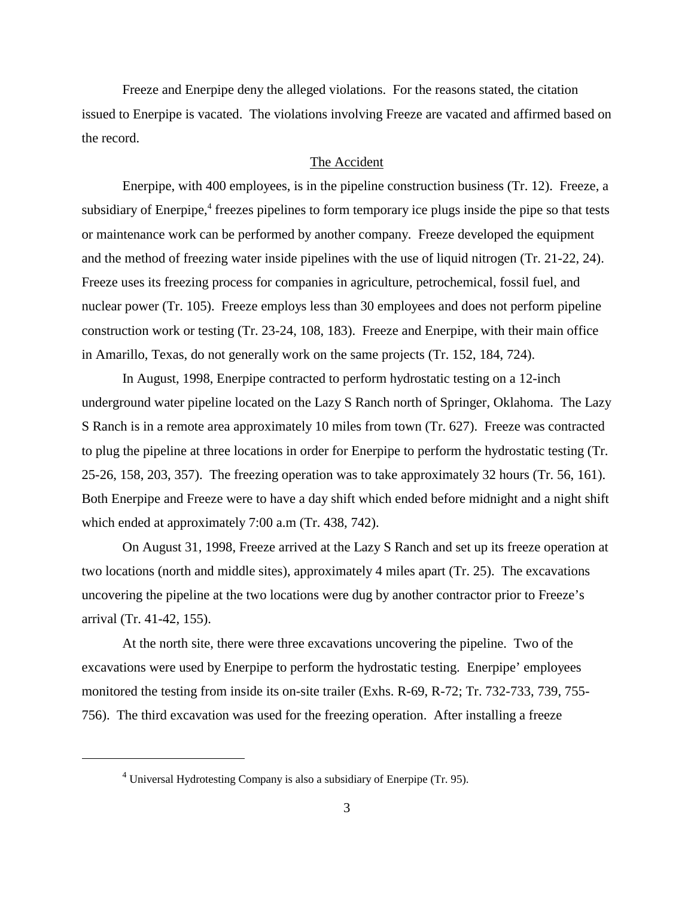Freeze and Enerpipe deny the alleged violations. For the reasons stated, the citation issued to Enerpipe is vacated. The violations involving Freeze are vacated and affirmed based on the record.

## The Accident

Enerpipe, with 400 employees, is in the pipeline construction business (Tr. 12). Freeze, a subsidiary of Enerpipe,[4] freezes pipelines to form temporary ice plugs inside the pipe so that tests or maintenance work can be performed by another company. Freeze developed the equipment and the method of freezing water inside pipelines with the use of liquid nitrogen (Tr. 21-22, 24). Freeze uses its freezing process for companies in agriculture, petrochemical, fossil fuel, and nuclear power (Tr. 105). Freeze employs less than 30 employees and does not perform pipeline construction work or testing (Tr. 23-24, 108, 183). Freeze and Enerpipe, with their main office in Amarillo, Texas, do not generally work on the same projects (Tr. 152, 184, 724).

In August, 1998, Enerpipe contracted to perform hydrostatic testing on a 12-inch underground water pipeline located on the Lazy S Ranch north of Springer, Oklahoma. The Lazy S Ranch is in a remote area approximately 10 miles from town (Tr. 627). Freeze was contracted to plug the pipeline at three locations in order for Enerpipe to perform the hydrostatic testing (Tr. 25-26, 158, 203, 357). The freezing operation was to take approximately 32 hours (Tr. 56, 161). Both Enerpipe and Freeze were to have a day shift which ended before midnight and a night shift which ended at approximately 7:00 a.m (Tr. 438, 742).

On August 31, 1998, Freeze arrived at the Lazy S Ranch and set up its freeze operation at two locations (north and middle sites), approximately 4 miles apart (Tr. 25). The excavations uncovering the pipeline at the two locations were dug by another contractor prior to Freeze's arrival (Tr. 41-42, 155).

At the north site, there were three excavations uncovering the pipeline. Two of the excavations were used by Enerpipe to perform the hydrostatic testing. Enerpipe' employees monitored the testing from inside its on-site trailer (Exhs. R-69, R-72; Tr. 732-733, 739, 755-756). The third excavation was used for the freezing operation. After installing a freeze

---

[4] Universal Hydrotesting Company is also a subsidiary of Enerpipe (Tr. 95).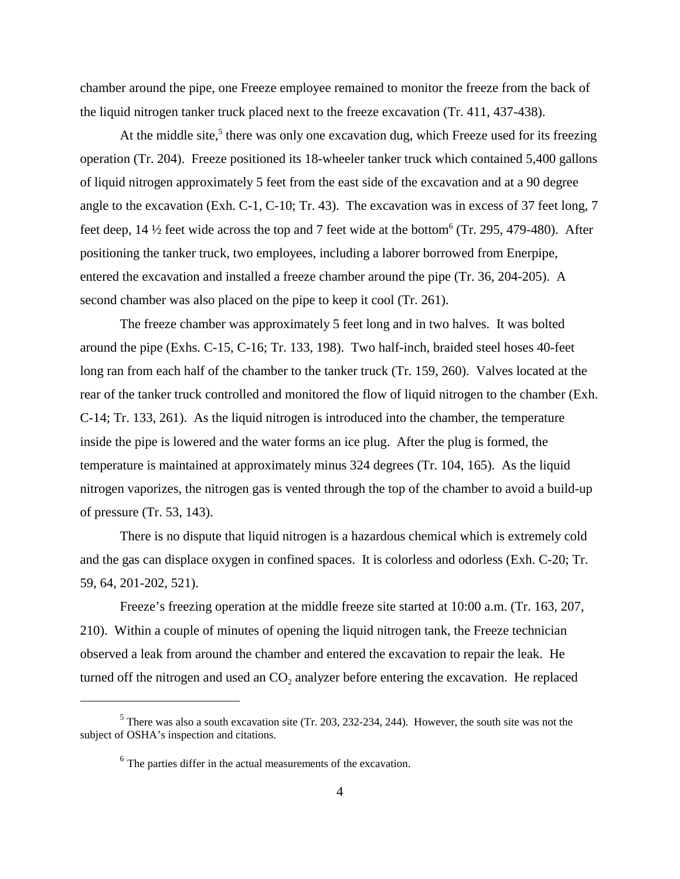chamber around the pipe, one Freeze employee remained to monitor the freeze from the back of the liquid nitrogen tanker truck placed next to the freeze excavation (Tr. 411, 437-438).

At the middle site,[5] there was only one excavation dug, which Freeze used for its freezing operation (Tr. 204). Freeze positioned its 18-wheeler tanker truck which contained 5,400 gallons of liquid nitrogen approximately 5 feet from the east side of the excavation and at a 90 degree angle to the excavation (Exh. C-1, C-10; Tr. 43). The excavation was in excess of 37 feet long, 7 feet deep, 14 ½ feet wide across the top and 7 feet wide at the bottom[6] (Tr. 295, 479-480). After positioning the tanker truck, two employees, including a laborer borrowed from Enerpipe, entered the excavation and installed a freeze chamber around the pipe (Tr. 36, 204-205). A second chamber was also placed on the pipe to keep it cool (Tr. 261).

The freeze chamber was approximately 5 feet long and in two halves. It was bolted around the pipe (Exhs. C-15, C-16; Tr. 133, 198). Two half-inch, braided steel hoses 40-feet long ran from each half of the chamber to the tanker truck (Tr. 159, 260). Valves located at the rear of the tanker truck controlled and monitored the flow of liquid nitrogen to the chamber (Exh. C-14; Tr. 133, 261). As the liquid nitrogen is introduced into the chamber, the temperature inside the pipe is lowered and the water forms an ice plug. After the plug is formed, the temperature is maintained at approximately minus 324 degrees (Tr. 104, 165). As the liquid nitrogen vaporizes, the nitrogen gas is vented through the top of the chamber to avoid a build-up of pressure (Tr. 53, 143).

There is no dispute that liquid nitrogen is a hazardous chemical which is extremely cold and the gas can displace oxygen in confined spaces. It is colorless and odorless (Exh. C-20; Tr. 59, 64, 201-202, 521).

Freeze's freezing operation at the middle freeze site started at 10:00 a.m. (Tr. 163, 207, 210). Within a couple of minutes of opening the liquid nitrogen tank, the Freeze technician observed a leak from around the chamber and entered the excavation to repair the leak. He turned off the nitrogen and used an $CO_2$ analyzer before entering the excavation. He replaced

[5] There was also a south excavation site (Tr. 203, 232-234, 244). However, the south site was not the subject of OSHA's inspection and citations.

[6] The parties differ in the actual measurements of the excavation.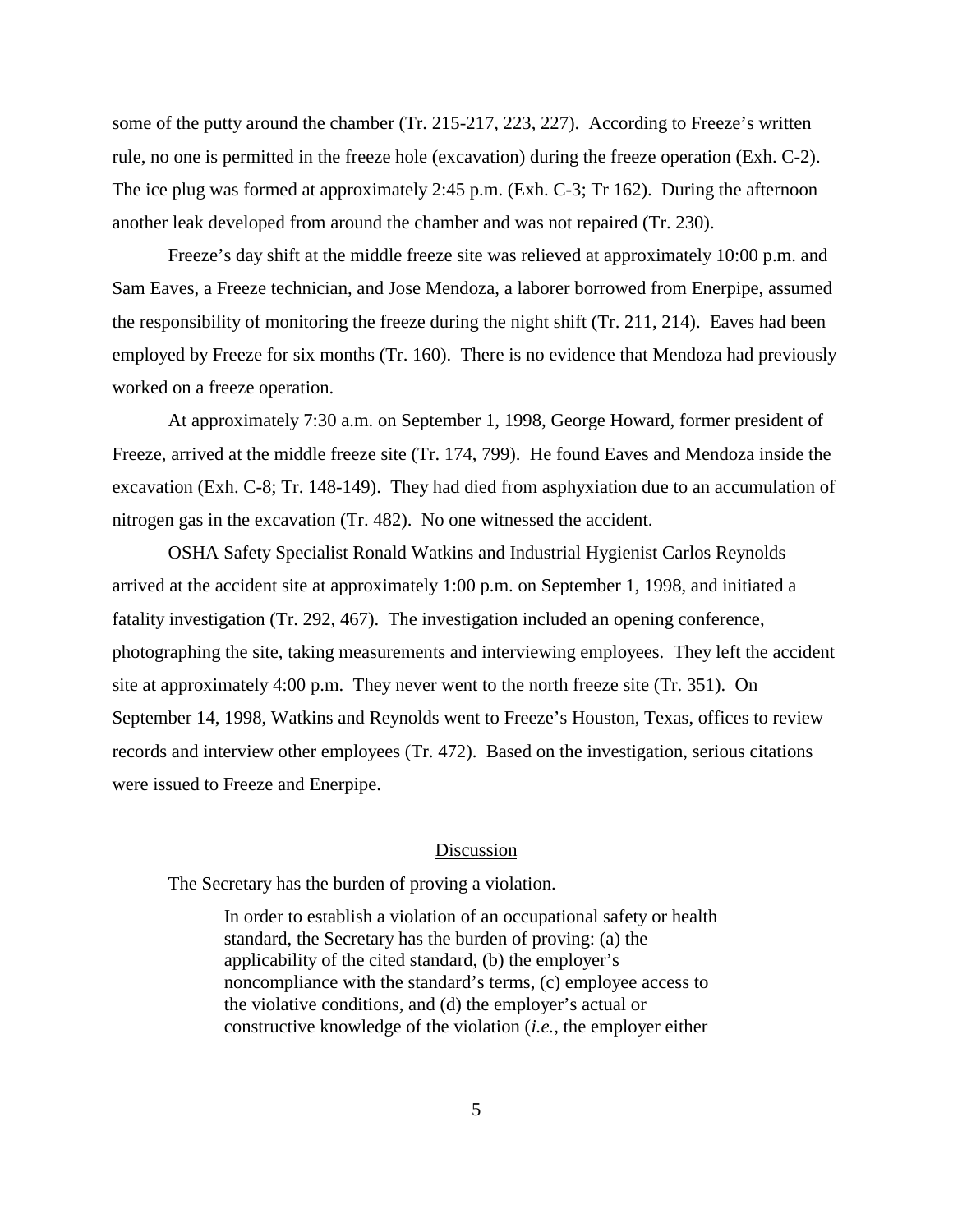some of the putty around the chamber (Tr. 215-217, 223, 227). According to Freeze's written rule, no one is permitted in the freeze hole (excavation) during the freeze operation (Exh. C-2). The ice plug was formed at approximately 2:45 p.m. (Exh. C-3; Tr 162). During the afternoon another leak developed from around the chamber and was not repaired (Tr. 230).

Freeze's day shift at the middle freeze site was relieved at approximately 10:00 p.m. and Sam Eaves, a Freeze technician, and Jose Mendoza, a laborer borrowed from Enerpipe, assumed the responsibility of monitoring the freeze during the night shift (Tr. 211, 214). Eaves had been employed by Freeze for six months (Tr. 160). There is no evidence that Mendoza had previously worked on a freeze operation.

At approximately 7:30 a.m. on September 1, 1998, George Howard, former president of Freeze, arrived at the middle freeze site (Tr. 174, 799). He found Eaves and Mendoza inside the excavation (Exh. C-8; Tr. 148-149). They had died from asphyxiation due to an accumulation of nitrogen gas in the excavation (Tr. 482). No one witnessed the accident.

OSHA Safety Specialist Ronald Watkins and Industrial Hygienist Carlos Reynolds arrived at the accident site at approximately 1:00 p.m. on September 1, 1998, and initiated a fatality investigation (Tr. 292, 467). The investigation included an opening conference, photographing the site, taking measurements and interviewing employees. They left the accident site at approximately 4:00 p.m. They never went to the north freeze site (Tr. 351). On September 14, 1998, Watkins and Reynolds went to Freeze's Houston, Texas, offices to review records and interview other employees (Tr. 472). Based on the investigation, serious citations were issued to Freeze and Enerpipe.

## Discussion

The Secretary has the burden of proving a violation.

> In order to establish a violation of an occupational safety or health standard, the Secretary has the burden of proving: (a) the applicability of the cited standard, (b) the employer's noncompliance with the standard's terms, (c) employee access to the violative conditions, and (d) the employer's actual or constructive knowledge of the violation (*i.e.*, the employer either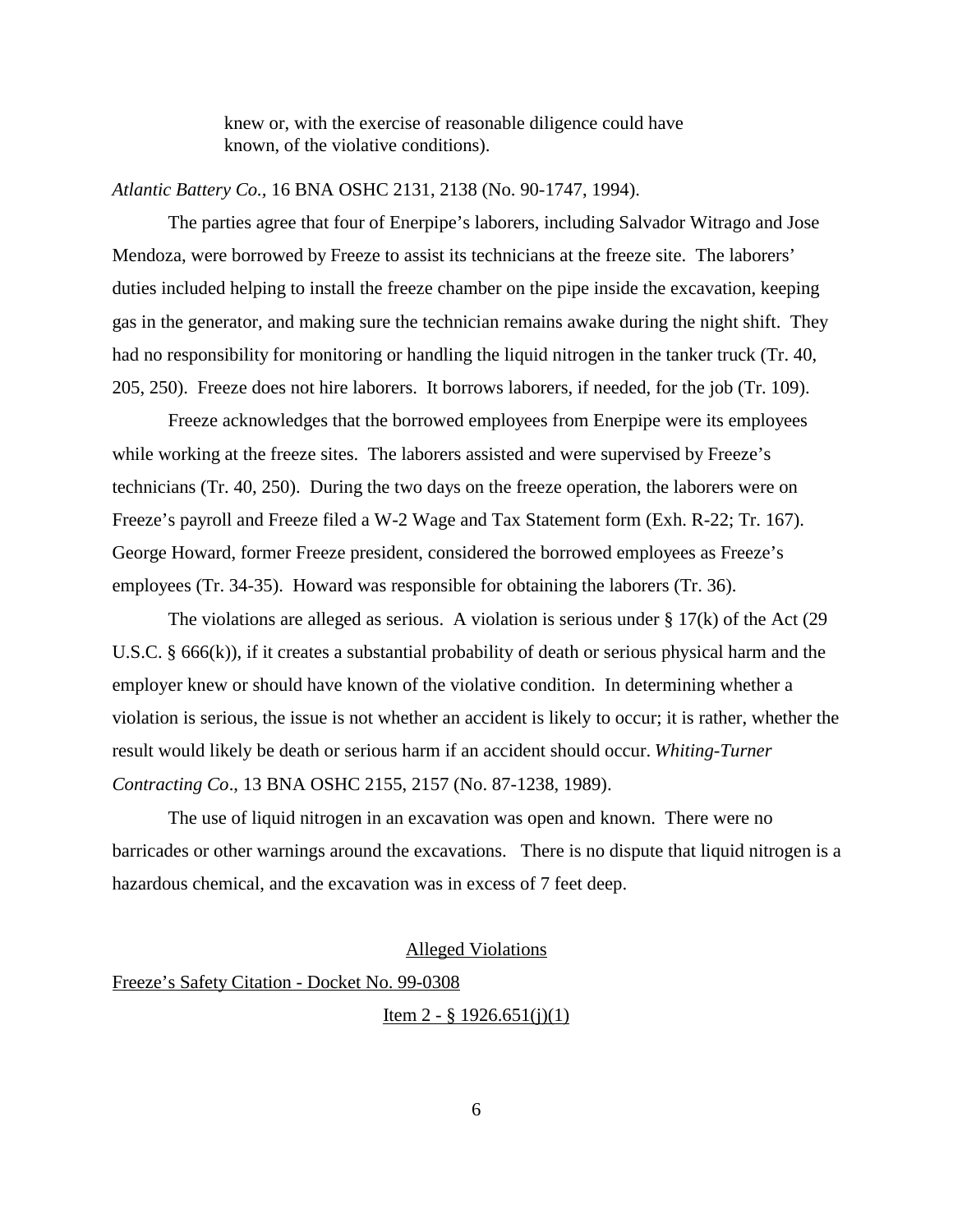> knew or, with the exercise of reasonable diligence could have known, of the violative conditions).

*Atlantic Battery Co.,* 16 BNA OSHC 2131, 2138 (No. 90-1747, 1994).

The parties agree that four of Enerpipe's laborers, including Salvador Witrago and Jose Mendoza, were borrowed by Freeze to assist its technicians at the freeze site. The laborers' duties included helping to install the freeze chamber on the pipe inside the excavation, keeping gas in the generator, and making sure the technician remains awake during the night shift. They had no responsibility for monitoring or handling the liquid nitrogen in the tanker truck (Tr. 40, 205, 250). Freeze does not hire laborers. It borrows laborers, if needed, for the job (Tr. 109).

Freeze acknowledges that the borrowed employees from Enerpipe were its employees while working at the freeze sites. The laborers assisted and were supervised by Freeze's technicians (Tr. 40, 250). During the two days on the freeze operation, the laborers were on Freeze's payroll and Freeze filed a W-2 Wage and Tax Statement form (Exh. R-22; Tr. 167). George Howard, former Freeze president, considered the borrowed employees as Freeze's employees (Tr. 34-35). Howard was responsible for obtaining the laborers (Tr. 36).

The violations are alleged as serious. A violation is serious under § 17(k) of the Act (29 U.S.C. § 666(k)), if it creates a substantial probability of death or serious physical harm and the employer knew or should have known of the violative condition. In determining whether a violation is serious, the issue is not whether an accident is likely to occur; it is rather, whether the result would likely be death or serious harm if an accident should occur. *Whiting-Turner Contracting Co*., 13 BNA OSHC 2155, 2157 (No. 87-1238, 1989).

The use of liquid nitrogen in an excavation was open and known. There were no barricades or other warnings around the excavations. There is no dispute that liquid nitrogen is a hazardous chemical, and the excavation was in excess of 7 feet deep.

## Alleged Violations

### Freeze's Safety Citation - Docket No. 99-0308

#### Item 2 - § 1926.651(j)(1)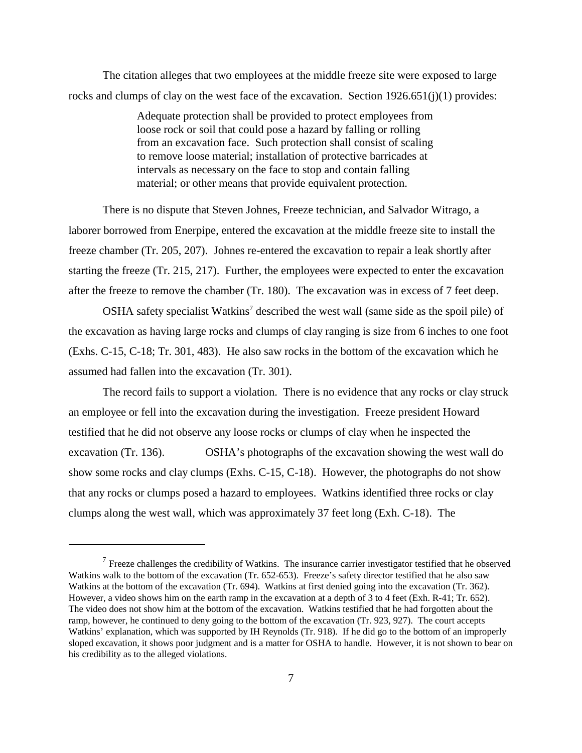The citation alleges that two employees at the middle freeze site were exposed to large rocks and clumps of clay on the west face of the excavation. Section 1926.651(j)(1) provides:

> Adequate protection shall be provided to protect employees from loose rock or soil that could pose a hazard by falling or rolling from an excavation face. Such protection shall consist of scaling to remove loose material; installation of protective barricades at intervals as necessary on the face to stop and contain falling material; or other means that provide equivalent protection.

There is no dispute that Steven Johnes, Freeze technician, and Salvador Witrago, a laborer borrowed from Enerpipe, entered the excavation at the middle freeze site to install the freeze chamber (Tr. 205, 207). Johnes re-entered the excavation to repair a leak shortly after starting the freeze (Tr. 215, 217). Further, the employees were expected to enter the excavation after the freeze to remove the chamber (Tr. 180). The excavation was in excess of 7 feet deep.

OSHA safety specialist Watkins[7] described the west wall (same side as the spoil pile) of the excavation as having large rocks and clumps of clay ranging is size from 6 inches to one foot (Exhs. C-15, C-18; Tr. 301, 483). He also saw rocks in the bottom of the excavation which he assumed had fallen into the excavation (Tr. 301).

The record fails to support a violation. There is no evidence that any rocks or clay struck an employee or fell into the excavation during the investigation. Freeze president Howard testified that he did not observe any loose rocks or clumps of clay when he inspected the excavation (Tr. 136). OSHA's photographs of the excavation showing the west wall do show some rocks and clay clumps (Exhs. C-15, C-18). However, the photographs do not show that any rocks or clumps posed a hazard to employees. Watkins identified three rocks or clay clumps along the west wall, which was approximately 37 feet long (Exh. C-18). The

---

[7] Freeze challenges the credibility of Watkins. The insurance carrier investigator testified that he observed Watkins walk to the bottom of the excavation (Tr. 652-653). Freeze's safety director testified that he also saw Watkins at the bottom of the excavation (Tr. 694). Watkins at first denied going into the excavation (Tr. 362). However, a video shows him on the earth ramp in the excavation at a depth of 3 to 4 feet (Exh. R-41; Tr. 652). The video does not show him at the bottom of the excavation. Watkins testified that he had forgotten about the ramp, however, he continued to deny going to the bottom of the excavation (Tr. 923, 927). The court accepts Watkins' explanation, which was supported by IH Reynolds (Tr. 918). If he did go to the bottom of an improperly sloped excavation, it shows poor judgment and is a matter for OSHA to handle. However, it is not shown to bear on his credibility as to the alleged violations.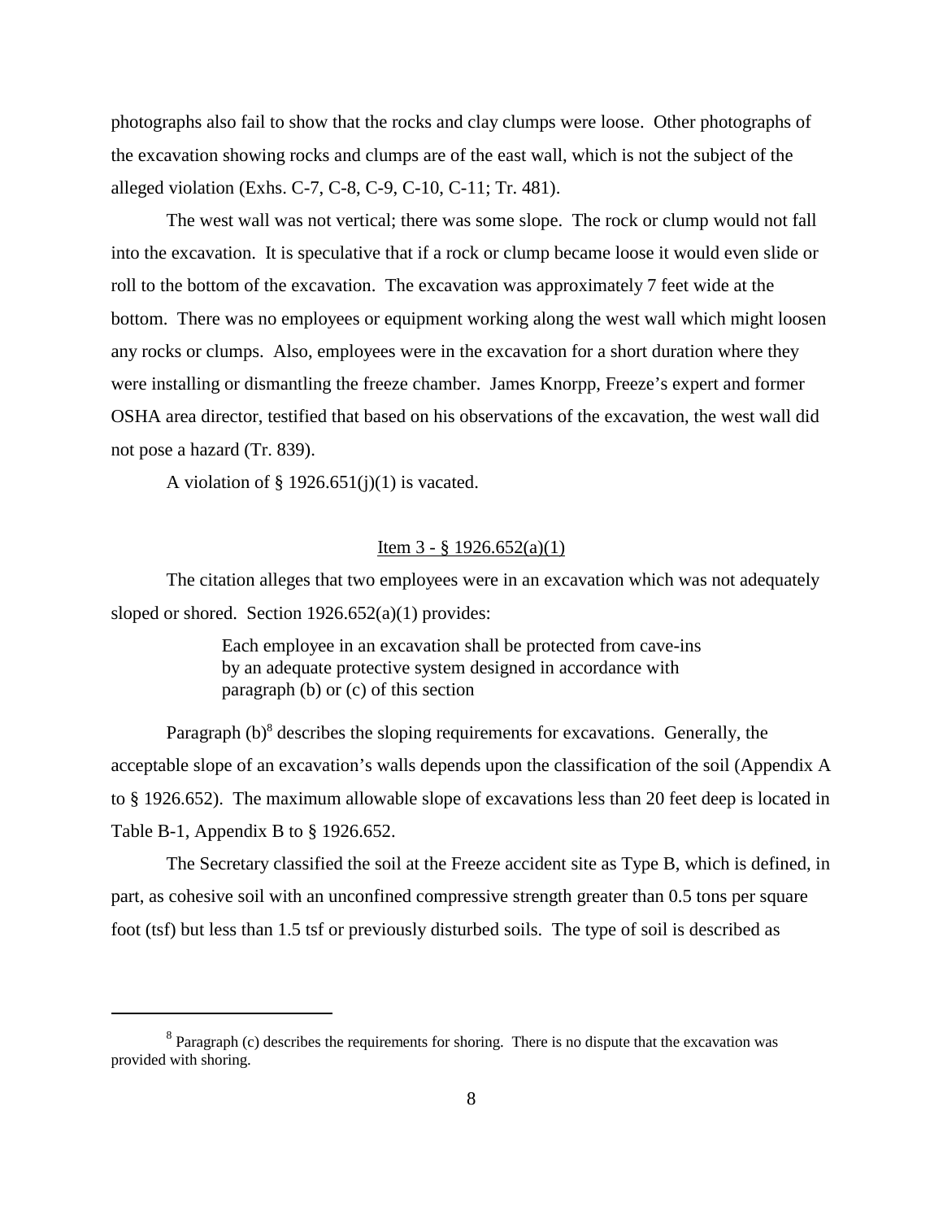photographs also fail to show that the rocks and clay clumps were loose. Other photographs of the excavation showing rocks and clumps are of the east wall, which is not the subject of the alleged violation (Exhs. C-7, C-8, C-9, C-10, C-11; Tr. 481).

The west wall was not vertical; there was some slope. The rock or clump would not fall into the excavation. It is speculative that if a rock or clump became loose it would even slide or roll to the bottom of the excavation. The excavation was approximately 7 feet wide at the bottom. There was no employees or equipment working along the west wall which might loosen any rocks or clumps. Also, employees were in the excavation for a short duration where they were installing or dismantling the freeze chamber. James Knorpp, Freeze's expert and former OSHA area director, testified that based on his observations of the excavation, the west wall did not pose a hazard (Tr. 839).

A violation of § 1926.651(j)(1) is vacated.

<u>Item 3 - § 1926.652(a)(1)</u>

The citation alleges that two employees were in an excavation which was not adequately sloped or shored. Section 1926.652(a)(1) provides:

> Each employee in an excavation shall be protected from cave-ins by an adequate protective system designed in accordance with paragraph (b) or (c) of this section

Paragraph (b)[8] describes the sloping requirements for excavations. Generally, the acceptable slope of an excavation's walls depends upon the classification of the soil (Appendix A to § 1926.652). The maximum allowable slope of excavations less than 20 feet deep is located in Table B-1, Appendix B to § 1926.652.

The Secretary classified the soil at the Freeze accident site as Type B, which is defined, in part, as cohesive soil with an unconfined compressive strength greater than 0.5 tons per square foot (tsf) but less than 1.5 tsf or previously disturbed soils. The type of soil is described as

---

[8] Paragraph (c) describes the requirements for shoring. There is no dispute that the excavation was provided with shoring.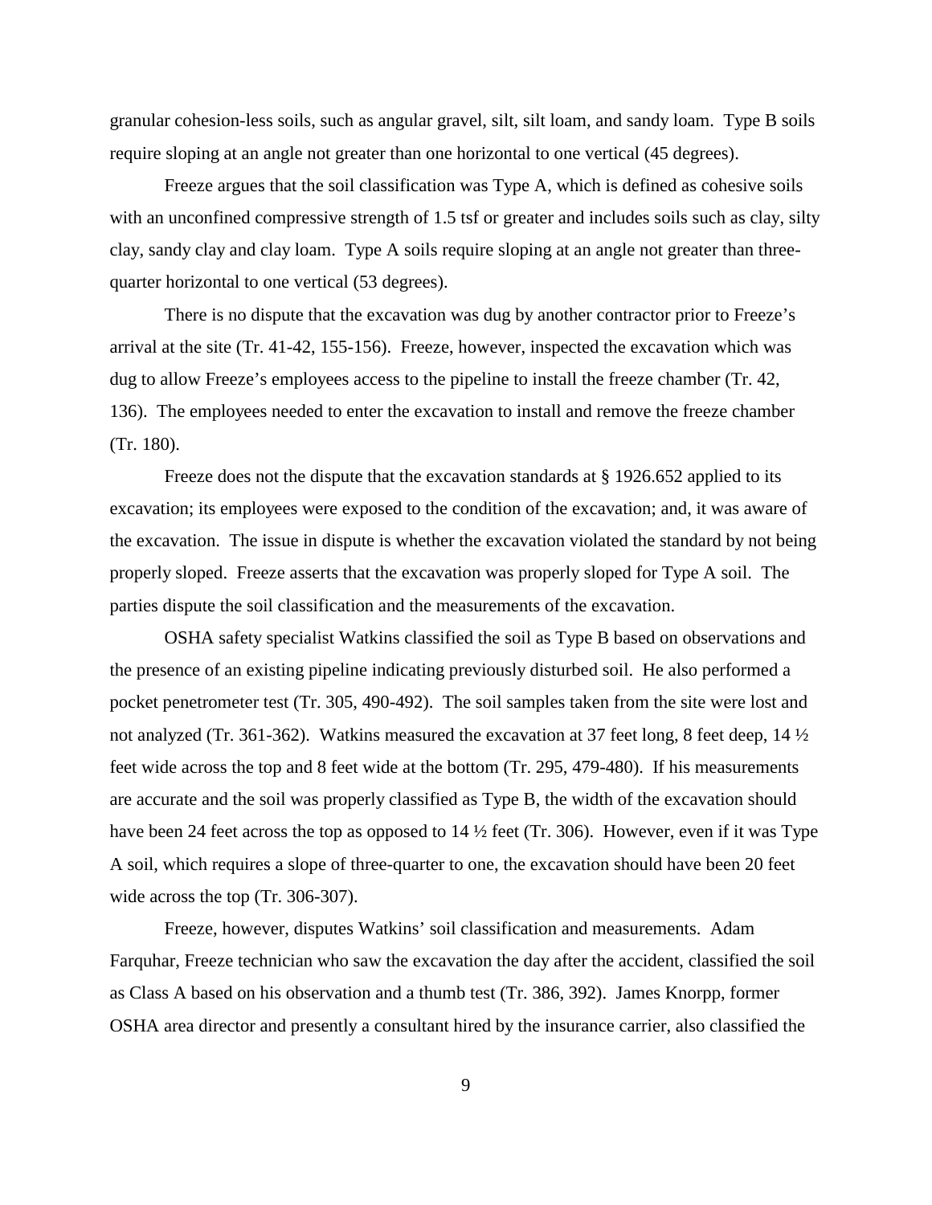granular cohesion-less soils, such as angular gravel, silt, silt loam, and sandy loam. Type B soils require sloping at an angle not greater than one horizontal to one vertical (45 degrees).

Freeze argues that the soil classification was Type A, which is defined as cohesive soils with an unconfined compressive strength of 1.5 tsf or greater and includes soils such as clay, silty clay, sandy clay and clay loam. Type A soils require sloping at an angle not greater than three-quarter horizontal to one vertical (53 degrees).

There is no dispute that the excavation was dug by another contractor prior to Freeze's arrival at the site (Tr. 41-42, 155-156). Freeze, however, inspected the excavation which was dug to allow Freeze's employees access to the pipeline to install the freeze chamber (Tr. 42, 136). The employees needed to enter the excavation to install and remove the freeze chamber (Tr. 180).

Freeze does not the dispute that the excavation standards at § 1926.652 applied to its excavation; its employees were exposed to the condition of the excavation; and, it was aware of the excavation. The issue in dispute is whether the excavation violated the standard by not being properly sloped. Freeze asserts that the excavation was properly sloped for Type A soil. The parties dispute the soil classification and the measurements of the excavation.

OSHA safety specialist Watkins classified the soil as Type B based on observations and the presence of an existing pipeline indicating previously disturbed soil. He also performed a pocket penetrometer test (Tr. 305, 490-492). The soil samples taken from the site were lost and not analyzed (Tr. 361-362). Watkins measured the excavation at 37 feet long, 8 feet deep, 14 ½ feet wide across the top and 8 feet wide at the bottom (Tr. 295, 479-480). If his measurements are accurate and the soil was properly classified as Type B, the width of the excavation should have been 24 feet across the top as opposed to 14 ½ feet (Tr. 306). However, even if it was Type A soil, which requires a slope of three-quarter to one, the excavation should have been 20 feet wide across the top (Tr. 306-307).

Freeze, however, disputes Watkins' soil classification and measurements. Adam Farquhar, Freeze technician who saw the excavation the day after the accident, classified the soil as Class A based on his observation and a thumb test (Tr. 386, 392). James Knorpp, former OSHA area director and presently a consultant hired by the insurance carrier, also classified the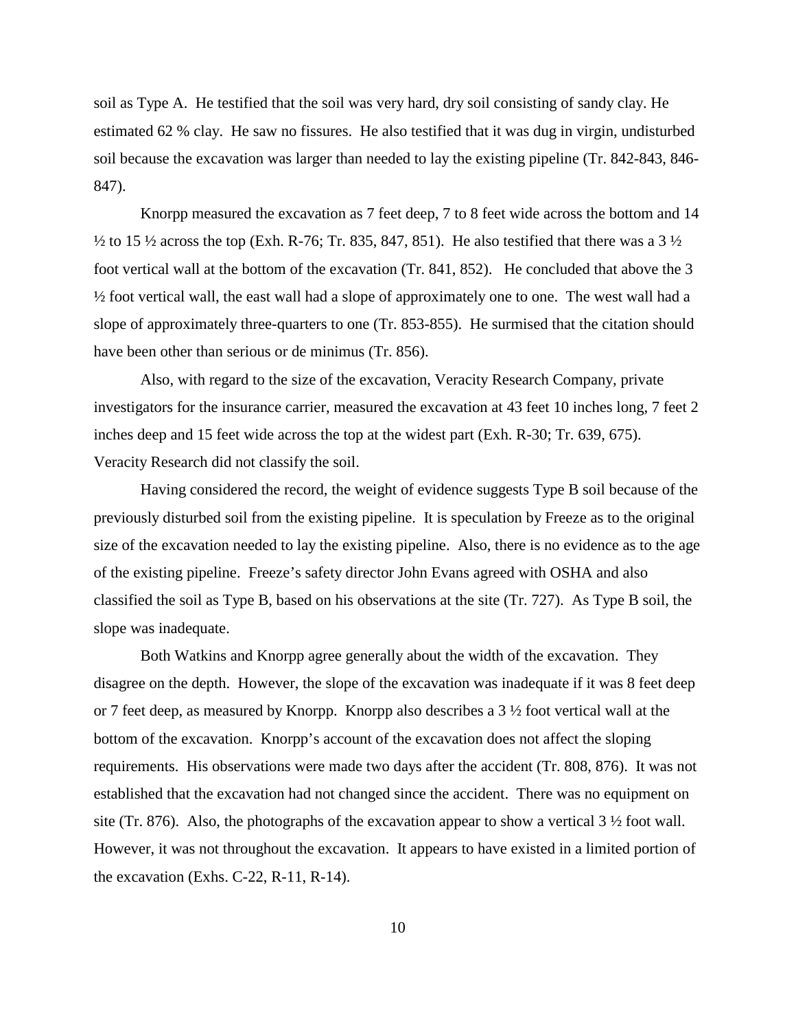soil as Type A. He testified that the soil was very hard, dry soil consisting of sandy clay. He estimated 62 % clay. He saw no fissures. He also testified that it was dug in virgin, undisturbed soil because the excavation was larger than needed to lay the existing pipeline (Tr. 842-843, 846-847).

Knorpp measured the excavation as 7 feet deep, 7 to 8 feet wide across the bottom and 14 ½ to 15 ½ across the top (Exh. R-76; Tr. 835, 847, 851). He also testified that there was a 3 ½ foot vertical wall at the bottom of the excavation (Tr. 841, 852). He concluded that above the 3 ½ foot vertical wall, the east wall had a slope of approximately one to one. The west wall had a slope of approximately three-quarters to one (Tr. 853-855). He surmised that the citation should have been other than serious or de minimus (Tr. 856).

Also, with regard to the size of the excavation, Veracity Research Company, private investigators for the insurance carrier, measured the excavation at 43 feet 10 inches long, 7 feet 2 inches deep and 15 feet wide across the top at the widest part (Exh. R-30; Tr. 639, 675). Veracity Research did not classify the soil.

Having considered the record, the weight of evidence suggests Type B soil because of the previously disturbed soil from the existing pipeline. It is speculation by Freeze as to the original size of the excavation needed to lay the existing pipeline. Also, there is no evidence as to the age of the existing pipeline. Freeze's safety director John Evans agreed with OSHA and also classified the soil as Type B, based on his observations at the site (Tr. 727). As Type B soil, the slope was inadequate.

Both Watkins and Knorpp agree generally about the width of the excavation. They disagree on the depth. However, the slope of the excavation was inadequate if it was 8 feet deep or 7 feet deep, as measured by Knorpp. Knorpp also describes a 3 ½ foot vertical wall at the bottom of the excavation. Knorpp's account of the excavation does not affect the sloping requirements. His observations were made two days after the accident (Tr. 808, 876). It was not established that the excavation had not changed since the accident. There was no equipment on site (Tr. 876). Also, the photographs of the excavation appear to show a vertical 3 ½ foot wall. However, it was not throughout the excavation. It appears to have existed in a limited portion of the excavation (Exhs. C-22, R-11, R-14).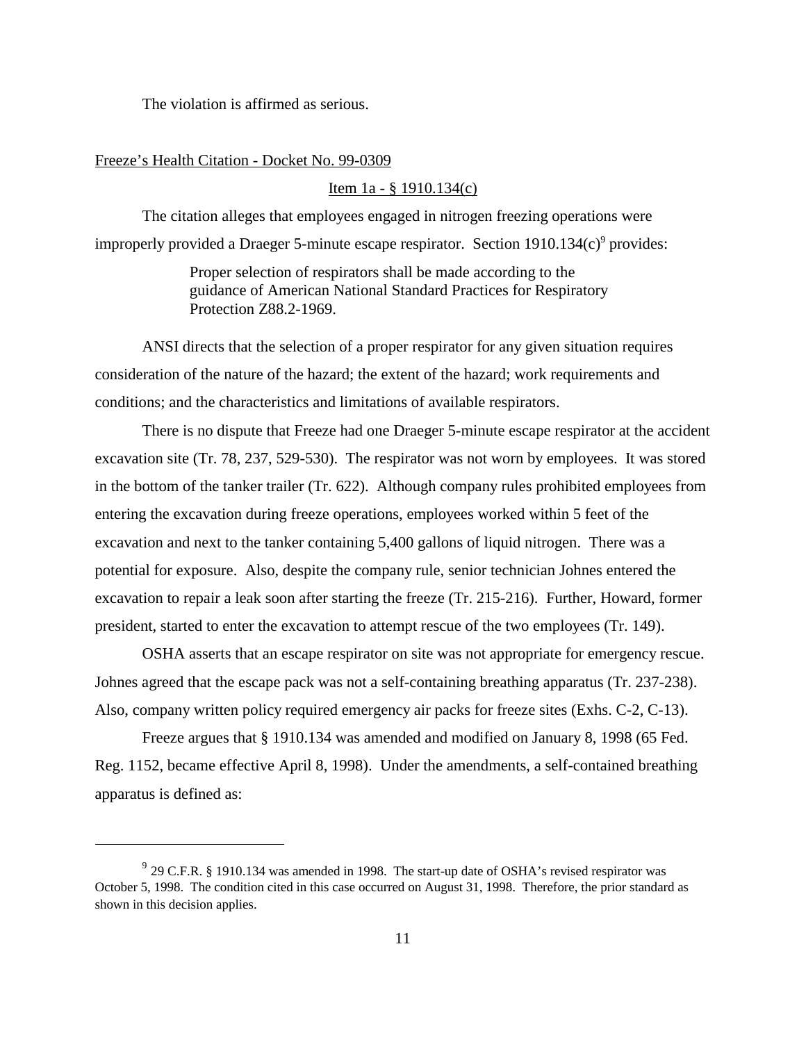The violation is affirmed as serious.

Freeze's Health Citation - Docket No. 99-0309

Item 1a - § 1910.134(c)

The citation alleges that employees engaged in nitrogen freezing operations were improperly provided a Draeger 5-minute escape respirator. Section 1910.134(c)[9] provides:

> Proper selection of respirators shall be made according to the guidance of American National Standard Practices for Respiratory Protection Z88.2-1969.

ANSI directs that the selection of a proper respirator for any given situation requires consideration of the nature of the hazard; the extent of the hazard; work requirements and conditions; and the characteristics and limitations of available respirators.

There is no dispute that Freeze had one Draeger 5-minute escape respirator at the accident excavation site (Tr. 78, 237, 529-530). The respirator was not worn by employees. It was stored in the bottom of the tanker trailer (Tr. 622). Although company rules prohibited employees from entering the excavation during freeze operations, employees worked within 5 feet of the excavation and next to the tanker containing 5,400 gallons of liquid nitrogen. There was a potential for exposure. Also, despite the company rule, senior technician Johnes entered the excavation to repair a leak soon after starting the freeze (Tr. 215-216). Further, Howard, former president, started to enter the excavation to attempt rescue of the two employees (Tr. 149).

OSHA asserts that an escape respirator on site was not appropriate for emergency rescue. Johnes agreed that the escape pack was not a self-containing breathing apparatus (Tr. 237-238). Also, company written policy required emergency air packs for freeze sites (Exhs. C-2, C-13).

Freeze argues that § 1910.134 was amended and modified on January 8, 1998 (65 Fed. Reg. 1152, became effective April 8, 1998). Under the amendments, a self-contained breathing apparatus is defined as:

---

[9] 29 C.F.R. § 1910.134 was amended in 1998. The start-up date of OSHA's revised respirator was October 5, 1998. The condition cited in this case occurred on August 31, 1998. Therefore, the prior standard as shown in this decision applies.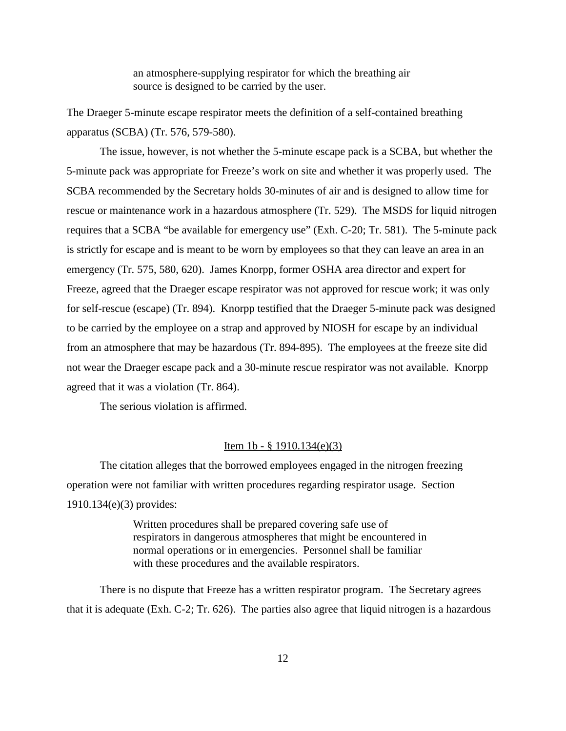> an atmosphere-supplying respirator for which the breathing air source is designed to be carried by the user.

The Draeger 5-minute escape respirator meets the definition of a self-contained breathing apparatus (SCBA) (Tr. 576, 579-580).

The issue, however, is not whether the 5-minute escape pack is a SCBA, but whether the 5-minute pack was appropriate for Freeze's work on site and whether it was properly used. The SCBA recommended by the Secretary holds 30-minutes of air and is designed to allow time for rescue or maintenance work in a hazardous atmosphere (Tr. 529). The MSDS for liquid nitrogen requires that a SCBA "be available for emergency use" (Exh. C-20; Tr. 581). The 5-minute pack is strictly for escape and is meant to be worn by employees so that they can leave an area in an emergency (Tr. 575, 580, 620). James Knorpp, former OSHA area director and expert for Freeze, agreed that the Draeger escape respirator was not approved for rescue work; it was only for self-rescue (escape) (Tr. 894). Knorpp testified that the Draeger 5-minute pack was designed to be carried by the employee on a strap and approved by NIOSH for escape by an individual from an atmosphere that may be hazardous (Tr. 894-895). The employees at the freeze site did not wear the Draeger escape pack and a 30-minute rescue respirator was not available. Knorpp agreed that it was a violation (Tr. 864).

The serious violation is affirmed.

<u>Item 1b - § 1910.134(e)(3)</u>

The citation alleges that the borrowed employees engaged in the nitrogen freezing operation were not familiar with written procedures regarding respirator usage. Section 1910.134(e)(3) provides:

> Written procedures shall be prepared covering safe use of respirators in dangerous atmospheres that might be encountered in normal operations or in emergencies. Personnel shall be familiar with these procedures and the available respirators.

There is no dispute that Freeze has a written respirator program. The Secretary agrees that it is adequate (Exh. C-2; Tr. 626). The parties also agree that liquid nitrogen is a hazardous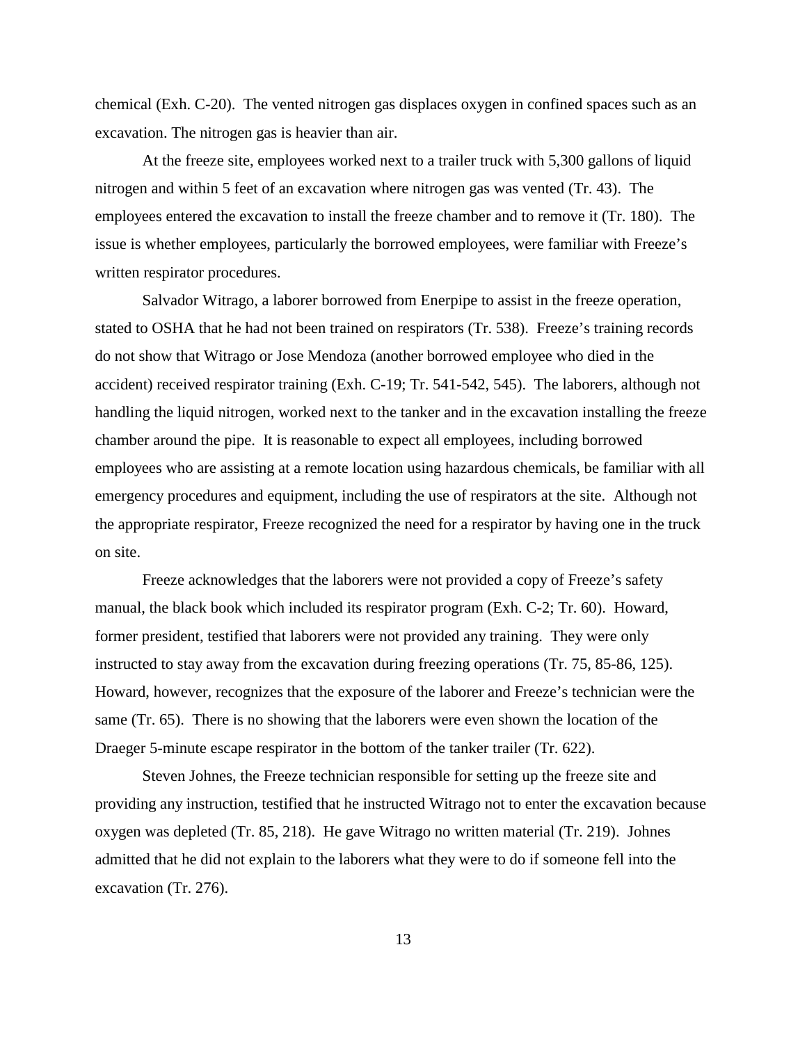chemical (Exh. C-20). The vented nitrogen gas displaces oxygen in confined spaces such as an excavation. The nitrogen gas is heavier than air.

At the freeze site, employees worked next to a trailer truck with 5,300 gallons of liquid nitrogen and within 5 feet of an excavation where nitrogen gas was vented (Tr. 43). The employees entered the excavation to install the freeze chamber and to remove it (Tr. 180). The issue is whether employees, particularly the borrowed employees, were familiar with Freeze's written respirator procedures.

Salvador Witrago, a laborer borrowed from Enerpipe to assist in the freeze operation, stated to OSHA that he had not been trained on respirators (Tr. 538). Freeze's training records do not show that Witrago or Jose Mendoza (another borrowed employee who died in the accident) received respirator training (Exh. C-19; Tr. 541-542, 545). The laborers, although not handling the liquid nitrogen, worked next to the tanker and in the excavation installing the freeze chamber around the pipe. It is reasonable to expect all employees, including borrowed employees who are assisting at a remote location using hazardous chemicals, be familiar with all emergency procedures and equipment, including the use of respirators at the site. Although not the appropriate respirator, Freeze recognized the need for a respirator by having one in the truck on site.

Freeze acknowledges that the laborers were not provided a copy of Freeze's safety manual, the black book which included its respirator program (Exh. C-2; Tr. 60). Howard, former president, testified that laborers were not provided any training. They were only instructed to stay away from the excavation during freezing operations (Tr. 75, 85-86, 125). Howard, however, recognizes that the exposure of the laborer and Freeze's technician were the same (Tr. 65). There is no showing that the laborers were even shown the location of the Draeger 5-minute escape respirator in the bottom of the tanker trailer (Tr. 622).

Steven Johnes, the Freeze technician responsible for setting up the freeze site and providing any instruction, testified that he instructed Witrago not to enter the excavation because oxygen was depleted (Tr. 85, 218). He gave Witrago no written material (Tr. 219). Johnes admitted that he did not explain to the laborers what they were to do if someone fell into the excavation (Tr. 276).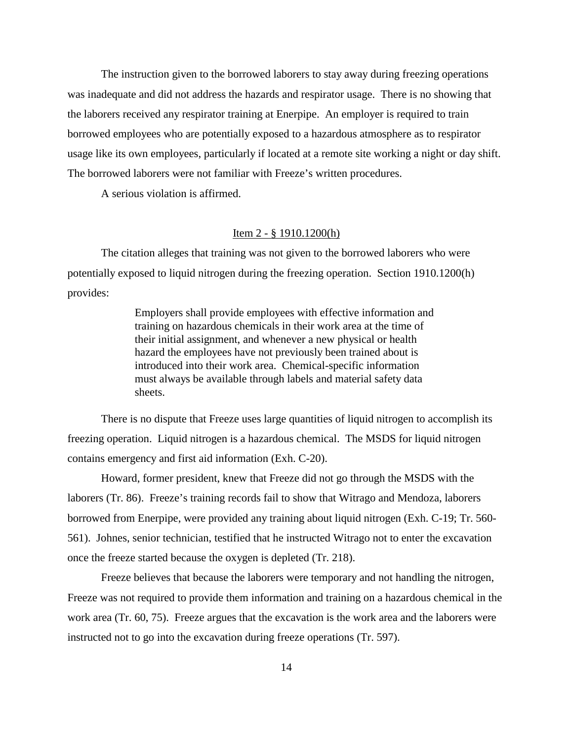The instruction given to the borrowed laborers to stay away during freezing operations was inadequate and did not address the hazards and respirator usage. There is no showing that the laborers received any respirator training at Enerpipe. An employer is required to train borrowed employees who are potentially exposed to a hazardous atmosphere as to respirator usage like its own employees, particularly if located at a remote site working a night or day shift. The borrowed laborers were not familiar with Freeze's written procedures.

A serious violation is affirmed.

<u>Item 2 - § 1910.1200(h)</u>

The citation alleges that training was not given to the borrowed laborers who were potentially exposed to liquid nitrogen during the freezing operation. Section 1910.1200(h) provides:

> Employers shall provide employees with effective information and training on hazardous chemicals in their work area at the time of their initial assignment, and whenever a new physical or health hazard the employees have not previously been trained about is introduced into their work area. Chemical-specific information must always be available through labels and material safety data sheets.

There is no dispute that Freeze uses large quantities of liquid nitrogen to accomplish its freezing operation. Liquid nitrogen is a hazardous chemical. The MSDS for liquid nitrogen contains emergency and first aid information (Exh. C-20).

Howard, former president, knew that Freeze did not go through the MSDS with the laborers (Tr. 86). Freeze's training records fail to show that Witrago and Mendoza, laborers borrowed from Enerpipe, were provided any training about liquid nitrogen (Exh. C-19; Tr. 560-561). Johnes, senior technician, testified that he instructed Witrago not to enter the excavation once the freeze started because the oxygen is depleted (Tr. 218).

Freeze believes that because the laborers were temporary and not handling the nitrogen, Freeze was not required to provide them information and training on a hazardous chemical in the work area (Tr. 60, 75). Freeze argues that the excavation is the work area and the laborers were instructed not to go into the excavation during freeze operations (Tr. 597).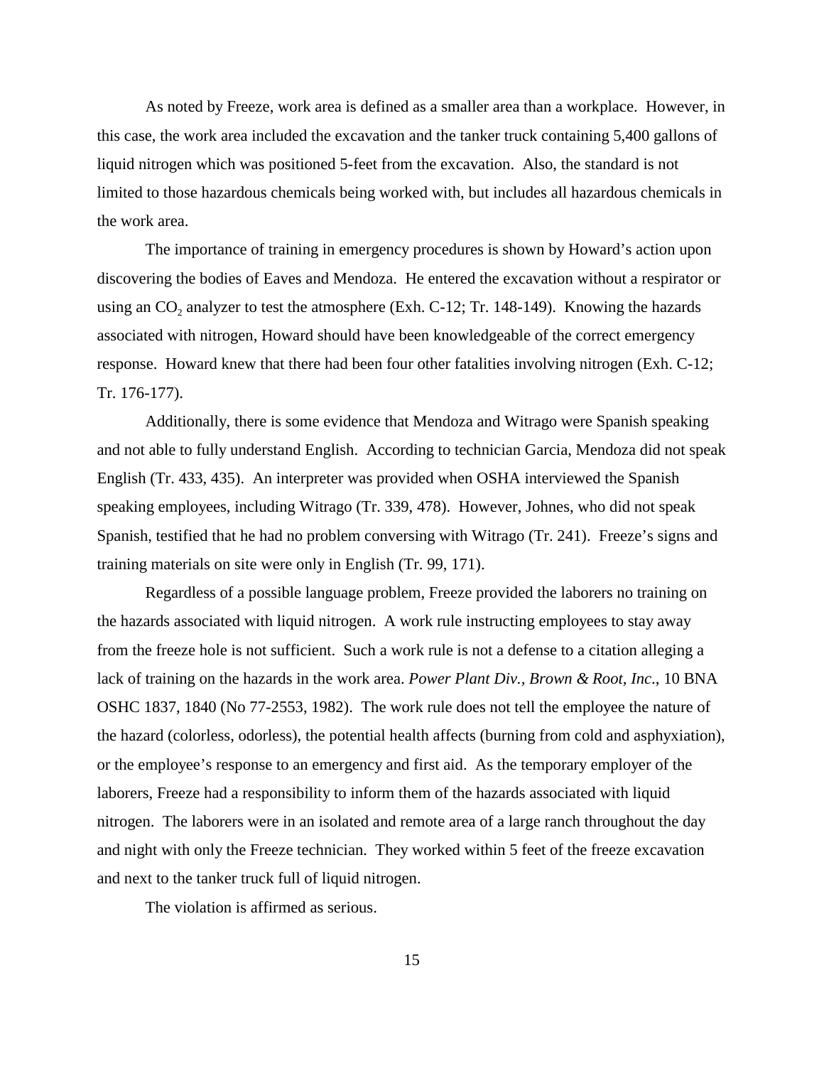As noted by Freeze, work area is defined as a smaller area than a workplace. However, in this case, the work area included the excavation and the tanker truck containing 5,400 gallons of liquid nitrogen which was positioned 5-feet from the excavation. Also, the standard is not limited to those hazardous chemicals being worked with, but includes all hazardous chemicals in the work area.

The importance of training in emergency procedures is shown by Howard's action upon discovering the bodies of Eaves and Mendoza. He entered the excavation without a respirator or using an $CO_2$ analyzer to test the atmosphere (Exh. C-12; Tr. 148-149). Knowing the hazards associated with nitrogen, Howard should have been knowledgeable of the correct emergency response. Howard knew that there had been four other fatalities involving nitrogen (Exh. C-12; Tr. 176-177).

Additionally, there is some evidence that Mendoza and Witrago were Spanish speaking and not able to fully understand English. According to technician Garcia, Mendoza did not speak English (Tr. 433, 435). An interpreter was provided when OSHA interviewed the Spanish speaking employees, including Witrago (Tr. 339, 478). However, Johnes, who did not speak Spanish, testified that he had no problem conversing with Witrago (Tr. 241). Freeze's signs and training materials on site were only in English (Tr. 99, 171).

Regardless of a possible language problem, Freeze provided the laborers no training on the hazards associated with liquid nitrogen. A work rule instructing employees to stay away from the freeze hole is not sufficient. Such a work rule is not a defense to a citation alleging a lack of training on the hazards in the work area. *Power Plant Div., Brown & Root, Inc*., 10 BNA OSHC 1837, 1840 (No 77-2553, 1982). The work rule does not tell the employee the nature of the hazard (colorless, odorless), the potential health affects (burning from cold and asphyxiation), or the employee's response to an emergency and first aid. As the temporary employer of the laborers, Freeze had a responsibility to inform them of the hazards associated with liquid nitrogen. The laborers were in an isolated and remote area of a large ranch throughout the day and night with only the Freeze technician. They worked within 5 feet of the freeze excavation and next to the tanker truck full of liquid nitrogen.

The violation is affirmed as serious.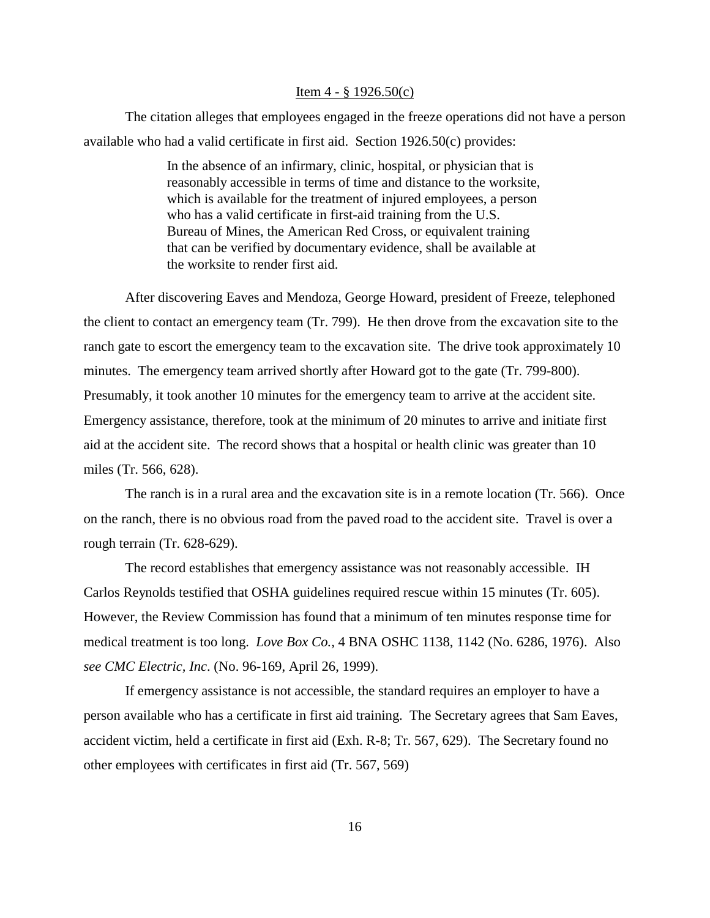Item 4 - § 1926.50(c)

The citation alleges that employees engaged in the freeze operations did not have a person available who had a valid certificate in first aid. Section 1926.50(c) provides:

> In the absence of an infirmary, clinic, hospital, or physician that is reasonably accessible in terms of time and distance to the worksite, which is available for the treatment of injured employees, a person who has a valid certificate in first-aid training from the U.S. Bureau of Mines, the American Red Cross, or equivalent training that can be verified by documentary evidence, shall be available at the worksite to render first aid.

After discovering Eaves and Mendoza, George Howard, president of Freeze, telephoned the client to contact an emergency team (Tr. 799). He then drove from the excavation site to the ranch gate to escort the emergency team to the excavation site. The drive took approximately 10 minutes. The emergency team arrived shortly after Howard got to the gate (Tr. 799-800). Presumably, it took another 10 minutes for the emergency team to arrive at the accident site. Emergency assistance, therefore, took at the minimum of 20 minutes to arrive and initiate first aid at the accident site. The record shows that a hospital or health clinic was greater than 10 miles (Tr. 566, 628).

The ranch is in a rural area and the excavation site is in a remote location (Tr. 566). Once on the ranch, there is no obvious road from the paved road to the accident site. Travel is over a rough terrain (Tr. 628-629).

The record establishes that emergency assistance was not reasonably accessible. IH Carlos Reynolds testified that OSHA guidelines required rescue within 15 minutes (Tr. 605). However, the Review Commission has found that a minimum of ten minutes response time for medical treatment is too long. *Love Box Co.,* 4 BNA OSHC 1138, 1142 (No. 6286, 1976). Also *see CMC Electric, Inc*. (No. 96-169, April 26, 1999).

If emergency assistance is not accessible, the standard requires an employer to have a person available who has a certificate in first aid training. The Secretary agrees that Sam Eaves, accident victim, held a certificate in first aid (Exh. R-8; Tr. 567, 629). The Secretary found no other employees with certificates in first aid (Tr. 567, 569)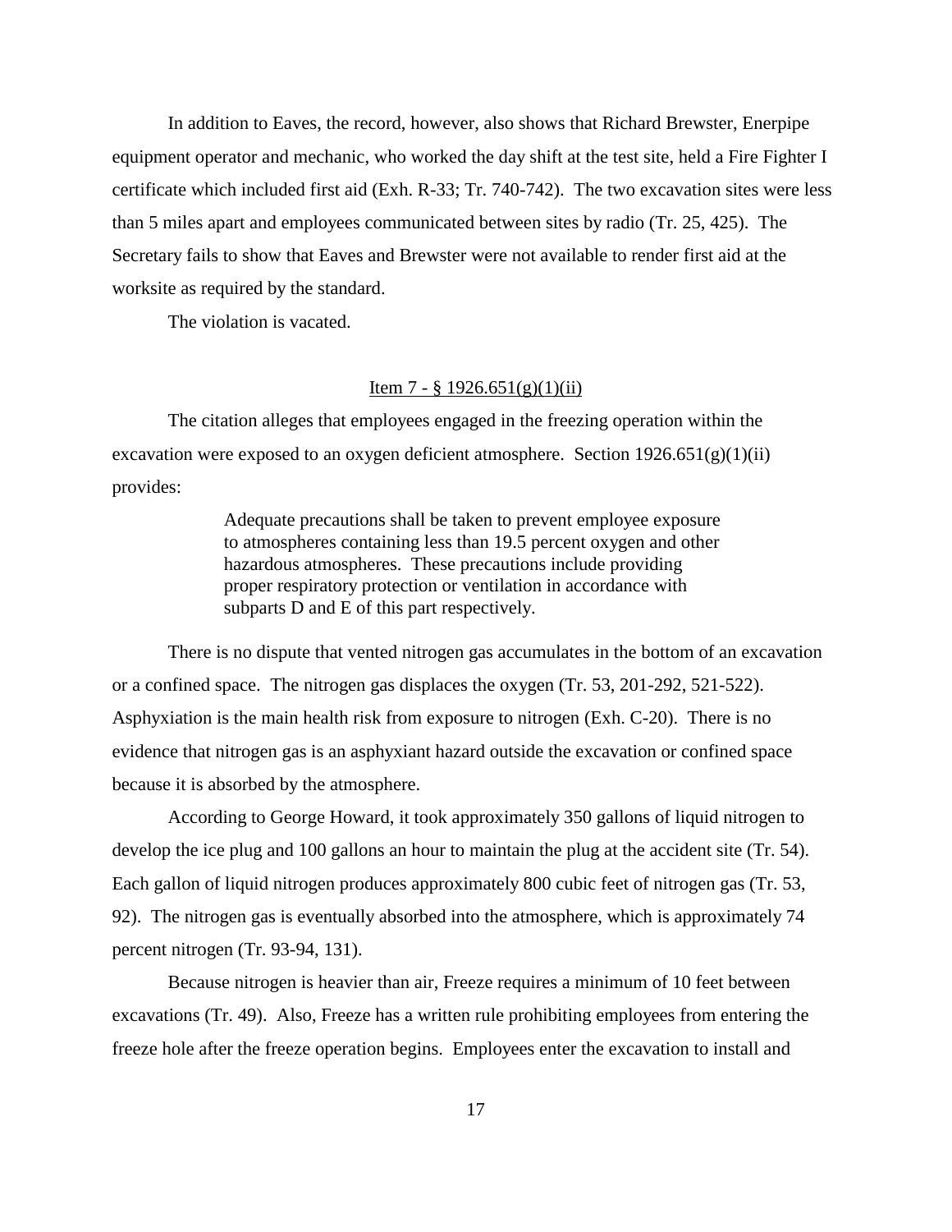In addition to Eaves, the record, however, also shows that Richard Brewster, Enerpipe equipment operator and mechanic, who worked the day shift at the test site, held a Fire Fighter I certificate which included first aid (Exh. R-33; Tr. 740-742). The two excavation sites were less than 5 miles apart and employees communicated between sites by radio (Tr. 25, 425). The Secretary fails to show that Eaves and Brewster were not available to render first aid at the worksite as required by the standard.

The violation is vacated.

<u>Item 7 - § 1926.651(g)(1)(ii)</u>

The citation alleges that employees engaged in the freezing operation within the excavation were exposed to an oxygen deficient atmosphere. Section 1926.651(g)(1)(ii) provides:

> Adequate precautions shall be taken to prevent employee exposure to atmospheres containing less than 19.5 percent oxygen and other hazardous atmospheres. These precautions include providing proper respiratory protection or ventilation in accordance with subparts D and E of this part respectively.

There is no dispute that vented nitrogen gas accumulates in the bottom of an excavation or a confined space. The nitrogen gas displaces the oxygen (Tr. 53, 201-292, 521-522). Asphyxiation is the main health risk from exposure to nitrogen (Exh. C-20). There is no evidence that nitrogen gas is an asphyxiant hazard outside the excavation or confined space because it is absorbed by the atmosphere.

According to George Howard, it took approximately 350 gallons of liquid nitrogen to develop the ice plug and 100 gallons an hour to maintain the plug at the accident site (Tr. 54). Each gallon of liquid nitrogen produces approximately 800 cubic feet of nitrogen gas (Tr. 53, 92). The nitrogen gas is eventually absorbed into the atmosphere, which is approximately 74 percent nitrogen (Tr. 93-94, 131).

Because nitrogen is heavier than air, Freeze requires a minimum of 10 feet between excavations (Tr. 49). Also, Freeze has a written rule prohibiting employees from entering the freeze hole after the freeze operation begins. Employees enter the excavation to install and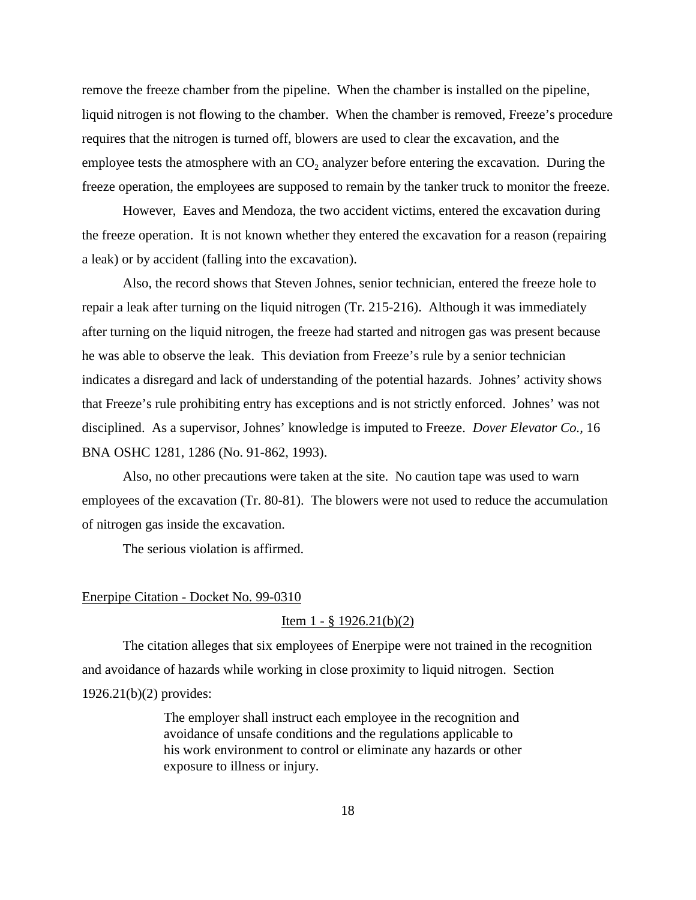remove the freeze chamber from the pipeline. When the chamber is installed on the pipeline, liquid nitrogen is not flowing to the chamber. When the chamber is removed, Freeze's procedure requires that the nitrogen is turned off, blowers are used to clear the excavation, and the employee tests the atmosphere with an $CO_2$ analyzer before entering the excavation. During the freeze operation, the employees are supposed to remain by the tanker truck to monitor the freeze.

However, Eaves and Mendoza, the two accident victims, entered the excavation during the freeze operation. It is not known whether they entered the excavation for a reason (repairing a leak) or by accident (falling into the excavation).

Also, the record shows that Steven Johnes, senior technician, entered the freeze hole to repair a leak after turning on the liquid nitrogen (Tr. 215-216). Although it was immediately after turning on the liquid nitrogen, the freeze had started and nitrogen gas was present because he was able to observe the leak. This deviation from Freeze's rule by a senior technician indicates a disregard and lack of understanding of the potential hazards. Johnes' activity shows that Freeze's rule prohibiting entry has exceptions and is not strictly enforced. Johnes' was not disciplined. As a supervisor, Johnes' knowledge is imputed to Freeze. *Dover Elevator Co.,* 16 BNA OSHC 1281, 1286 (No. 91-862, 1993).

Also, no other precautions were taken at the site. No caution tape was used to warn employees of the excavation (Tr. 80-81). The blowers were not used to reduce the accumulation of nitrogen gas inside the excavation.

The serious violation is affirmed.

## Enerpipe Citation - Docket No. 99-0310

### Item 1 - § 1926.21(b)(2)

The citation alleges that six employees of Enerpipe were not trained in the recognition and avoidance of hazards while working in close proximity to liquid nitrogen. Section 1926.21(b)(2) provides:

> The employer shall instruct each employee in the recognition and avoidance of unsafe conditions and the regulations applicable to his work environment to control or eliminate any hazards or other exposure to illness or injury.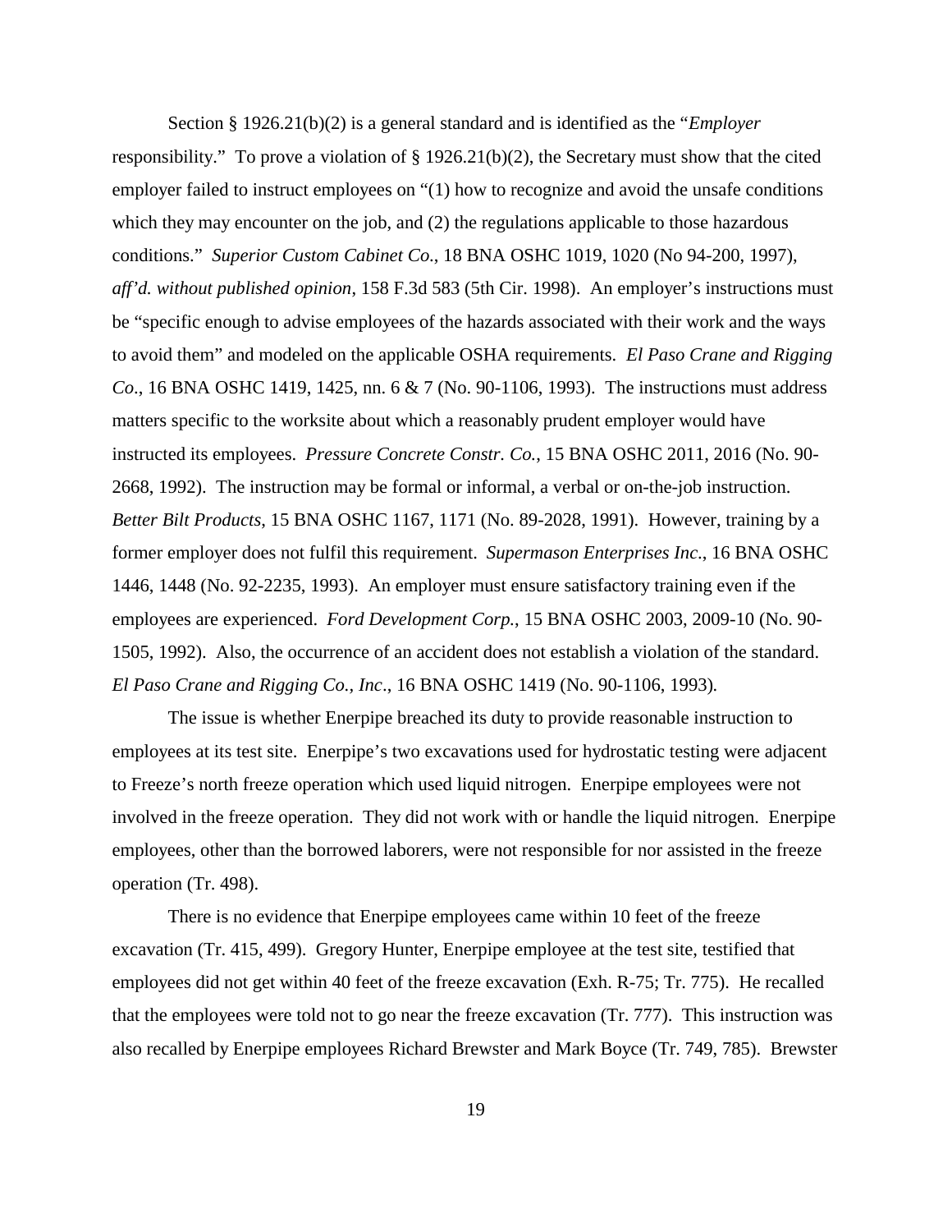Section § 1926.21(b)(2) is a general standard and is identified as the "*Employer* responsibility." To prove a violation of § 1926.21(b)(2), the Secretary must show that the cited employer failed to instruct employees on "(1) how to recognize and avoid the unsafe conditions which they may encounter on the job, and (2) the regulations applicable to those hazardous conditions." *Superior Custom Cabinet Co.*, 18 BNA OSHC 1019, 1020 (No 94-200, 1997), *aff'd. without published opinion*, 158 F.3d 583 (5th Cir. 1998). An employer's instructions must be "specific enough to advise employees of the hazards associated with their work and the ways to avoid them" and modeled on the applicable OSHA requirements. *El Paso Crane and Rigging Co*., 16 BNA OSHC 1419, 1425, nn. 6 & 7 (No. 90-1106, 1993). The instructions must address matters specific to the worksite about which a reasonably prudent employer would have instructed its employees. *Pressure Concrete Constr. Co.*, 15 BNA OSHC 2011, 2016 (No. 90-2668, 1992). The instruction may be formal or informal, a verbal or on-the-job instruction. *Better Bilt Products*, 15 BNA OSHC 1167, 1171 (No. 89-2028, 1991). However, training by a former employer does not fulfil this requirement. *Supermason Enterprises Inc*., 16 BNA OSHC 1446, 1448 (No. 92-2235, 1993). An employer must ensure satisfactory training even if the employees are experienced. *Ford Development Corp.*, 15 BNA OSHC 2003, 2009-10 (No. 90-1505, 1992). Also, the occurrence of an accident does not establish a violation of the standard. *El Paso Crane and Rigging Co., Inc*., 16 BNA OSHC 1419 (No. 90-1106, 1993).

The issue is whether Enerpipe breached its duty to provide reasonable instruction to employees at its test site. Enerpipe's two excavations used for hydrostatic testing were adjacent to Freeze's north freeze operation which used liquid nitrogen. Enerpipe employees were not involved in the freeze operation. They did not work with or handle the liquid nitrogen. Enerpipe employees, other than the borrowed laborers, were not responsible for nor assisted in the freeze operation (Tr. 498).

There is no evidence that Enerpipe employees came within 10 feet of the freeze excavation (Tr. 415, 499). Gregory Hunter, Enerpipe employee at the test site, testified that employees did not get within 40 feet of the freeze excavation (Exh. R-75; Tr. 775). He recalled that the employees were told not to go near the freeze excavation (Tr. 777). This instruction was also recalled by Enerpipe employees Richard Brewster and Mark Boyce (Tr. 749, 785). Brewster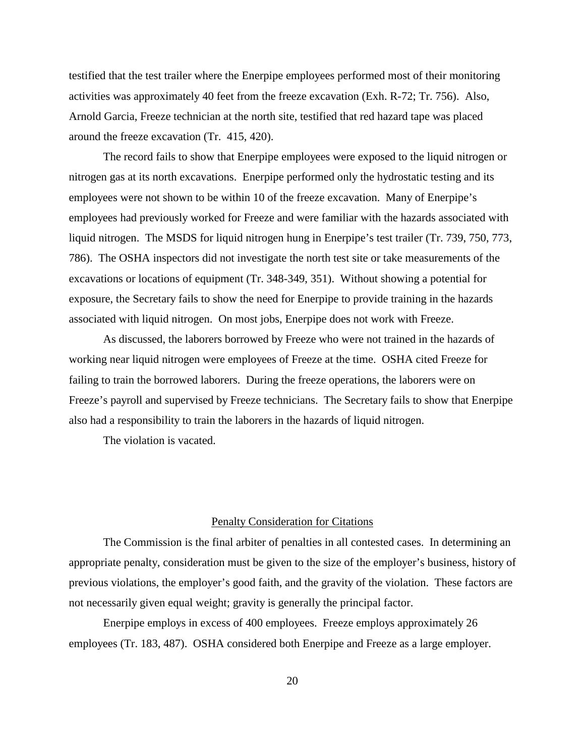testified that the test trailer where the Enerpipe employees performed most of their monitoring activities was approximately 40 feet from the freeze excavation (Exh. R-72; Tr. 756). Also, Arnold Garcia, Freeze technician at the north site, testified that red hazard tape was placed around the freeze excavation (Tr. 415, 420).

The record fails to show that Enerpipe employees were exposed to the liquid nitrogen or nitrogen gas at its north excavations. Enerpipe performed only the hydrostatic testing and its employees were not shown to be within 10 of the freeze excavation. Many of Enerpipe's employees had previously worked for Freeze and were familiar with the hazards associated with liquid nitrogen. The MSDS for liquid nitrogen hung in Enerpipe's test trailer (Tr. 739, 750, 773, 786). The OSHA inspectors did not investigate the north test site or take measurements of the excavations or locations of equipment (Tr. 348-349, 351). Without showing a potential for exposure, the Secretary fails to show the need for Enerpipe to provide training in the hazards associated with liquid nitrogen. On most jobs, Enerpipe does not work with Freeze.

As discussed, the laborers borrowed by Freeze who were not trained in the hazards of working near liquid nitrogen were employees of Freeze at the time. OSHA cited Freeze for failing to train the borrowed laborers. During the freeze operations, the laborers were on Freeze's payroll and supervised by Freeze technicians. The Secretary fails to show that Enerpipe also had a responsibility to train the laborers in the hazards of liquid nitrogen.

The violation is vacated.

## Penalty Consideration for Citations

The Commission is the final arbiter of penalties in all contested cases. In determining an appropriate penalty, consideration must be given to the size of the employer's business, history of previous violations, the employer's good faith, and the gravity of the violation. These factors are not necessarily given equal weight; gravity is generally the principal factor.

Enerpipe employs in excess of 400 employees. Freeze employs approximately 26 employees (Tr. 183, 487). OSHA considered both Enerpipe and Freeze as a large employer.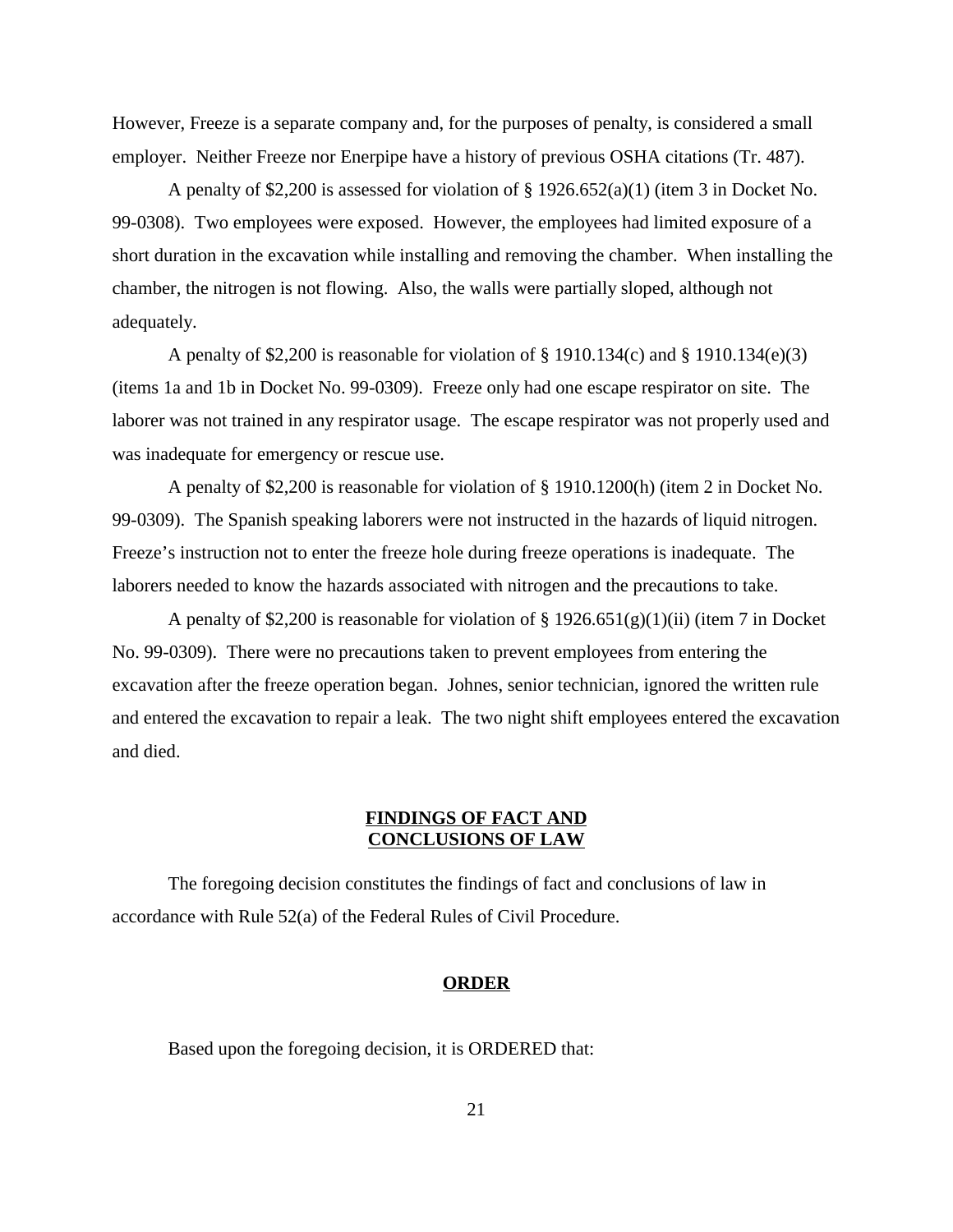However, Freeze is a separate company and, for the purposes of penalty, is considered a small employer. Neither Freeze nor Enerpipe have a history of previous OSHA citations (Tr. 487).

A penalty of $2,200 is assessed for violation of § 1926.652(a)(1) (item 3 in Docket No. 99-0308). Two employees were exposed. However, the employees had limited exposure of a short duration in the excavation while installing and removing the chamber. When installing the chamber, the nitrogen is not flowing. Also, the walls were partially sloped, although not adequately.

A penalty of $2,200 is reasonable for violation of § 1910.134(c) and § 1910.134(e)(3) (items 1a and 1b in Docket No. 99-0309). Freeze only had one escape respirator on site. The laborer was not trained in any respirator usage. The escape respirator was not properly used and was inadequate for emergency or rescue use.

A penalty of $2,200 is reasonable for violation of § 1910.1200(h) (item 2 in Docket No. 99-0309). The Spanish speaking laborers were not instructed in the hazards of liquid nitrogen. Freeze's instruction not to enter the freeze hole during freeze operations is inadequate. The laborers needed to know the hazards associated with nitrogen and the precautions to take.

A penalty of $2,200 is reasonable for violation of § 1926.651(g)(1)(ii) (item 7 in Docket No. 99-0309). There were no precautions taken to prevent employees from entering the excavation after the freeze operation began. Johnes, senior technician, ignored the written rule and entered the excavation to repair a leak. The two night shift employees entered the excavation and died.

## FINDINGS OF FACT AND CONCLUSIONS OF LAW

The foregoing decision constitutes the findings of fact and conclusions of law in accordance with Rule 52(a) of the Federal Rules of Civil Procedure.

## ORDER

Based upon the foregoing decision, it is ORDERED that: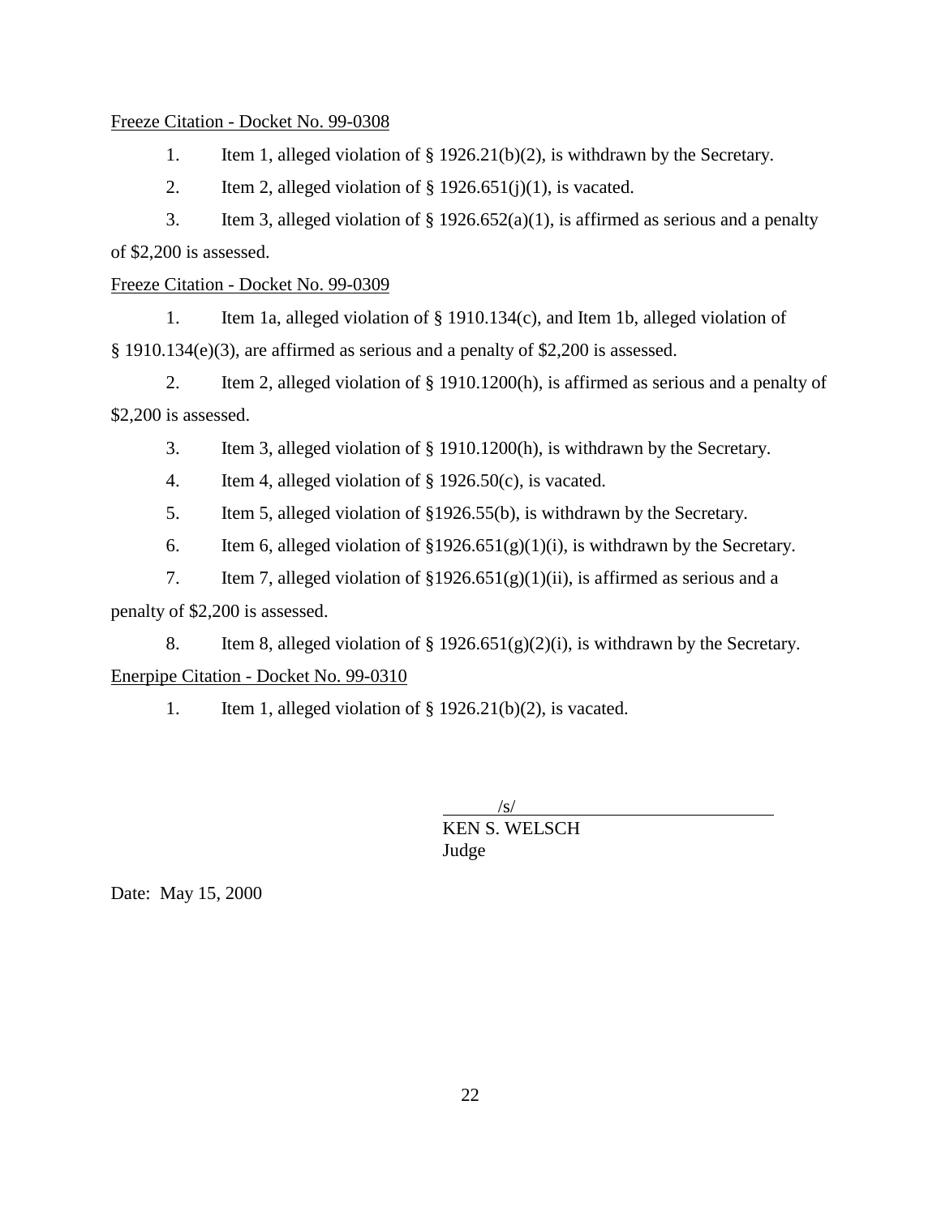<u>Freeze Citation - Docket No. 99-0308</u>

1. Item 1, alleged violation of § 1926.21(b)(2), is withdrawn by the Secretary.

2. Item 2, alleged violation of § 1926.651(j)(1), is vacated.

3. Item 3, alleged violation of § 1926.652(a)(1), is affirmed as serious and a penalty of $2,200 is assessed.

<u>Freeze Citation - Docket No. 99-0309</u>

1. Item 1a, alleged violation of § 1910.134(c), and Item 1b, alleged violation of § 1910.134(e)(3), are affirmed as serious and a penalty of $2,200 is assessed.

2. Item 2, alleged violation of § 1910.1200(h), is affirmed as serious and a penalty of $2,200 is assessed.

3. Item 3, alleged violation of § 1910.1200(h), is withdrawn by the Secretary.

4. Item 4, alleged violation of § 1926.50(c), is vacated.

5. Item 5, alleged violation of §1926.55(b), is withdrawn by the Secretary.

6. Item 6, alleged violation of §1926.651(g)(1)(i), is withdrawn by the Secretary.

7. Item 7, alleged violation of §1926.651(g)(1)(ii), is affirmed as serious and a penalty of $2,200 is assessed.

8. Item 8, alleged violation of § 1926.651(g)(2)(i), is withdrawn by the Secretary.

<u>Enerpipe Citation - Docket No. 99-0310</u>

1. Item 1, alleged violation of § 1926.21(b)(2), is vacated.

/s/
KEN S. WELSCH
Judge

Date: May 15, 2000